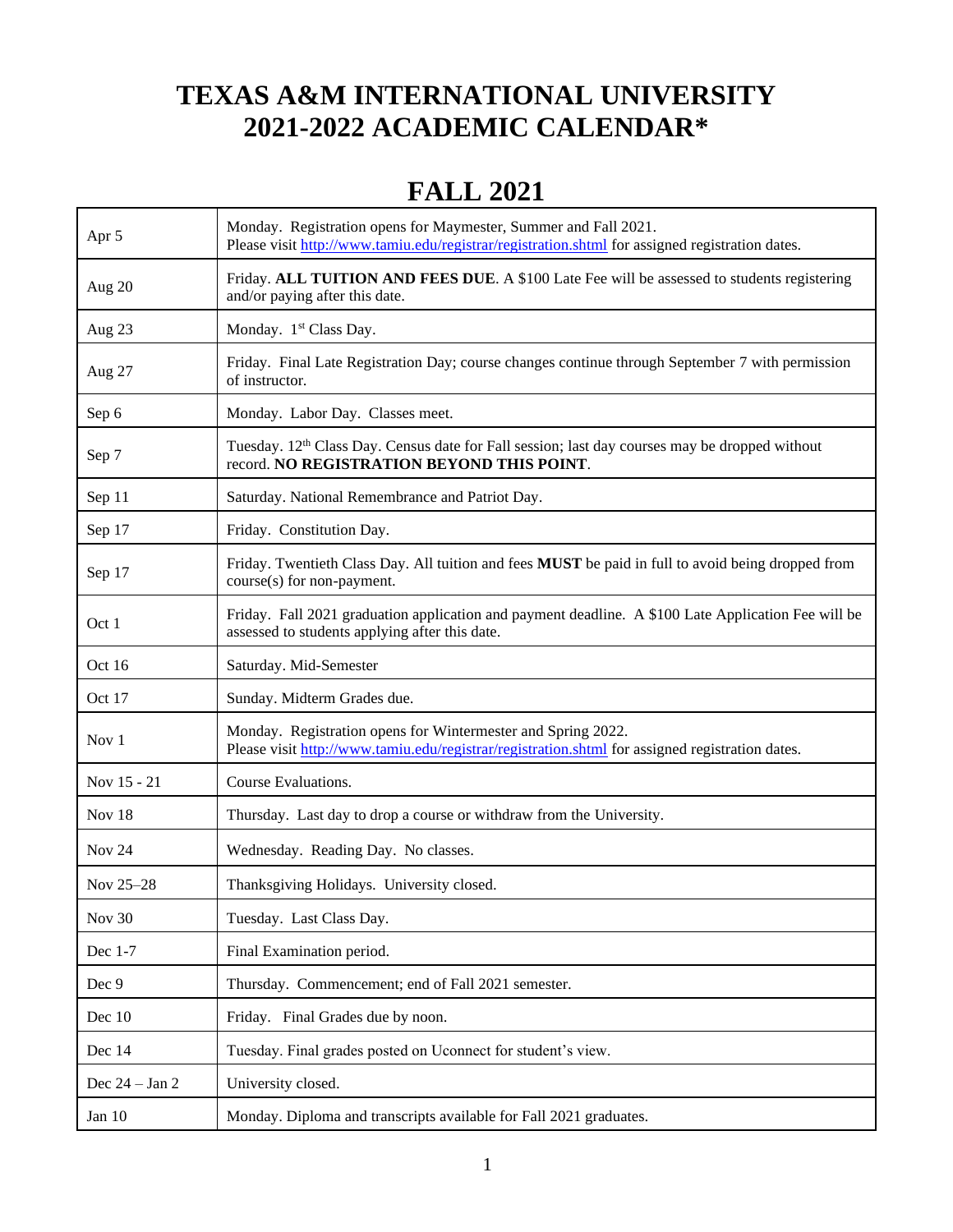# TEXAS A&M INTERNATIONAL UNIVERSITY
# 2021-2022 ACADEMIC CALENDAR*

## FALL 2021

| | |
|---|---|
| Apr 5 | Monday. Registration opens for Maymester, Summer and Fall 2021. Please visit http://www.tamiu.edu/registrar/registration.shtml for assigned registration dates. |
| Aug 20 | Friday. **ALL TUITION AND FEES DUE**. A $100 Late Fee will be assessed to students registering and/or paying after this date. |
| Aug 23 | Monday. 1st Class Day. |
| Aug 27 | Friday. Final Late Registration Day; course changes continue through September 7 with permission of instructor. |
| Sep 6 | Monday. Labor Day. Classes meet. |
| Sep 7 | Tuesday. 12th Class Day. Census date for Fall session; last day courses may be dropped without record. **NO REGISTRATION BEYOND THIS POINT**. |
| Sep 11 | Saturday. National Remembrance and Patriot Day. |
| Sep 17 | Friday. Constitution Day. |
| Sep 17 | Friday. Twentieth Class Day. All tuition and fees **MUST** be paid in full to avoid being dropped from course(s) for non-payment. |
| Oct 1 | Friday. Fall 2021 graduation application and payment deadline. A $100 Late Application Fee will be assessed to students applying after this date. |
| Oct 16 | Saturday. Mid-Semester |
| Oct 17 | Sunday. Midterm Grades due. |
| Nov 1 | Monday. Registration opens for Wintermester and Spring 2022. Please visit http://www.tamiu.edu/registrar/registration.shtml for assigned registration dates. |
| Nov 15 - 21 | Course Evaluations. |
| Nov 18 | Thursday. Last day to drop a course or withdraw from the University. |
| Nov 24 | Wednesday. Reading Day. No classes. |
| Nov 25–28 | Thanksgiving Holidays. University closed. |
| Nov 30 | Tuesday. Last Class Day. |
| Dec 1-7 | Final Examination period. |
| Dec 9 | Thursday. Commencement; end of Fall 2021 semester. |
| Dec 10 | Friday. Final Grades due by noon. |
| Dec 14 | Tuesday. Final grades posted on Uconnect for student's view. |
| Dec 24 – Jan 2 | University closed. |
| Jan 10 | Monday. Diploma and transcripts available for Fall 2021 graduates. |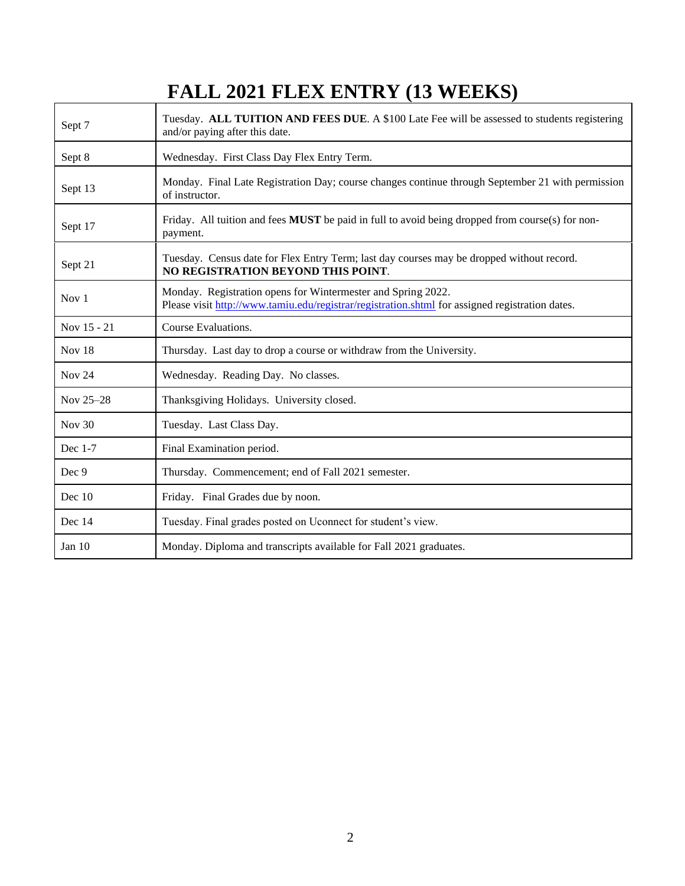# FALL 2021 FLEX ENTRY (13 WEEKS)

| Date | Event |
|---|---|
| Sept 7 | Tuesday. **ALL TUITION AND FEES DUE**. A $100 Late Fee will be assessed to students registering and/or paying after this date. |
| Sept 8 | Wednesday. First Class Day Flex Entry Term. |
| Sept 13 | Monday. Final Late Registration Day; course changes continue through September 21 with permission of instructor. |
| Sept 17 | Friday. All tuition and fees **MUST** be paid in full to avoid being dropped from course(s) for non-payment. |
| Sept 21 | Tuesday. Census date for Flex Entry Term; last day courses may be dropped without record. **NO REGISTRATION BEYOND THIS POINT**. |
| Nov 1 | Monday. Registration opens for Wintermester and Spring 2022. Please visit http://www.tamiu.edu/registrar/registration.shtml for assigned registration dates. |
| Nov 15 - 21 | Course Evaluations. |
| Nov 18 | Thursday. Last day to drop a course or withdraw from the University. |
| Nov 24 | Wednesday. Reading Day. No classes. |
| Nov 25–28 | Thanksgiving Holidays. University closed. |
| Nov 30 | Tuesday. Last Class Day. |
| Dec 1-7 | Final Examination period. |
| Dec 9 | Thursday. Commencement; end of Fall 2021 semester. |
| Dec 10 | Friday. Final Grades due by noon. |
| Dec 14 | Tuesday. Final grades posted on Uconnect for student's view. |
| Jan 10 | Monday. Diploma and transcripts available for Fall 2021 graduates. |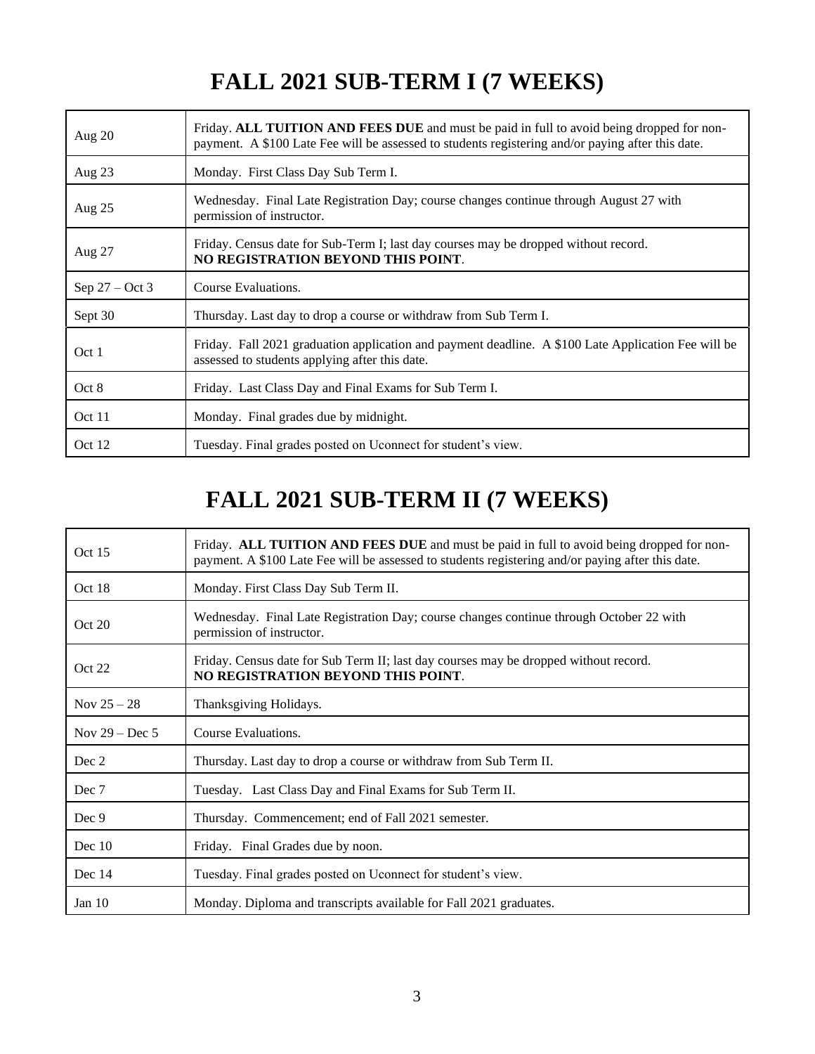# FALL 2021 SUB-TERM I (7 WEEKS)

| | |
|---|---|
| Aug 20 | Friday. **ALL TUITION AND FEES DUE** and must be paid in full to avoid being dropped for non-payment. A $100 Late Fee will be assessed to students registering and/or paying after this date. |
| Aug 23 | Monday. First Class Day Sub Term I. |
| Aug 25 | Wednesday. Final Late Registration Day; course changes continue through August 27 with permission of instructor. |
| Aug 27 | Friday. Census date for Sub-Term I; last day courses may be dropped without record. **NO REGISTRATION BEYOND THIS POINT**. |
| Sep 27 – Oct 3 | Course Evaluations. |
| Sept 30 | Thursday. Last day to drop a course or withdraw from Sub Term I. |
| Oct 1 | Friday. Fall 2021 graduation application and payment deadline. A $100 Late Application Fee will be assessed to students applying after this date. |
| Oct 8 | Friday. Last Class Day and Final Exams for Sub Term I. |
| Oct 11 | Monday. Final grades due by midnight. |
| Oct 12 | Tuesday. Final grades posted on Uconnect for student's view. |

# FALL 2021 SUB-TERM II (7 WEEKS)

| | |
|---|---|
| Oct 15 | Friday. **ALL TUITION AND FEES DUE** and must be paid in full to avoid being dropped for non-payment. A $100 Late Fee will be assessed to students registering and/or paying after this date. |
| Oct 18 | Monday. First Class Day Sub Term II. |
| Oct 20 | Wednesday. Final Late Registration Day; course changes continue through October 22 with permission of instructor. |
| Oct 22 | Friday. Census date for Sub Term II; last day courses may be dropped without record. **NO REGISTRATION BEYOND THIS POINT**. |
| Nov 25 – 28 | Thanksgiving Holidays. |
| Nov 29 – Dec 5 | Course Evaluations. |
| Dec 2 | Thursday. Last day to drop a course or withdraw from Sub Term II. |
| Dec 7 | Tuesday. Last Class Day and Final Exams for Sub Term II. |
| Dec 9 | Thursday. Commencement; end of Fall 2021 semester. |
| Dec 10 | Friday. Final Grades due by noon. |
| Dec 14 | Tuesday. Final grades posted on Uconnect for student's view. |
| Jan 10 | Monday. Diploma and transcripts available for Fall 2021 graduates. |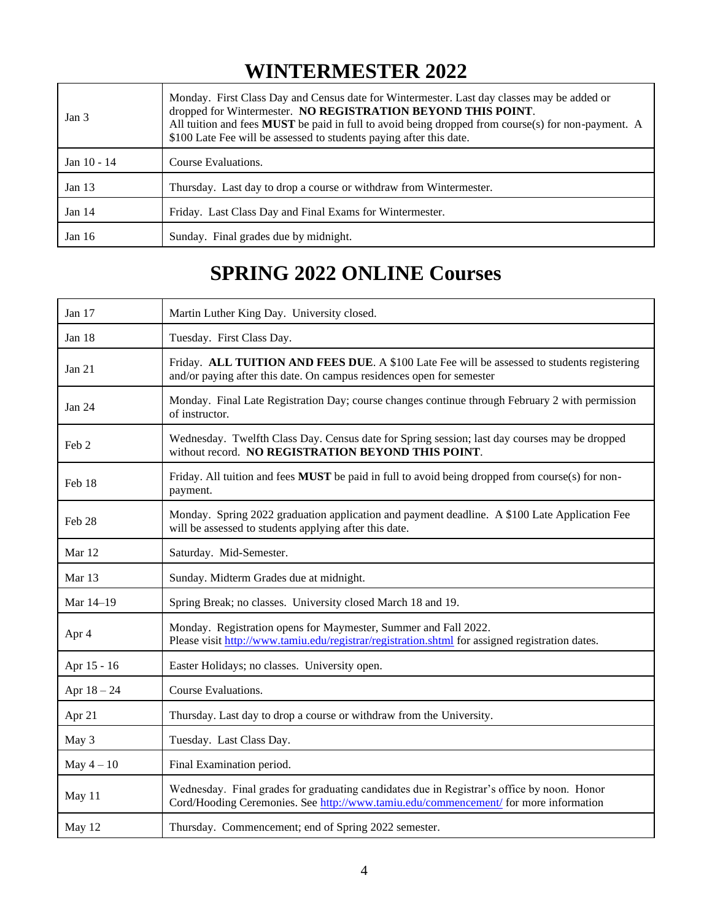# WINTERMESTER 2022

| | |
|---|---|
| Jan 3 | Monday. First Class Day and Census date for Wintermester. Last day classes may be added or dropped for Wintermester. **NO REGISTRATION BEYOND THIS POINT**. All tuition and fees **MUST** be paid in full to avoid being dropped from course(s) for non-payment. A $100 Late Fee will be assessed to students paying after this date. |
| Jan 10 - 14 | Course Evaluations. |
| Jan 13 | Thursday. Last day to drop a course or withdraw from Wintermester. |
| Jan 14 | Friday. Last Class Day and Final Exams for Wintermester. |
| Jan 16 | Sunday. Final grades due by midnight. |

# SPRING 2022 ONLINE Courses

| | |
|---|---|
| Jan 17 | Martin Luther King Day. University closed. |
| Jan 18 | Tuesday. First Class Day. |
| Jan 21 | Friday. **ALL TUITION AND FEES DUE**. A $100 Late Fee will be assessed to students registering and/or paying after this date. On campus residences open for semester |
| Jan 24 | Monday. Final Late Registration Day; course changes continue through February 2 with permission of instructor. |
| Feb 2 | Wednesday. Twelfth Class Day. Census date for Spring session; last day courses may be dropped without record. **NO REGISTRATION BEYOND THIS POINT**. |
| Feb 18 | Friday. All tuition and fees **MUST** be paid in full to avoid being dropped from course(s) for non-payment. |
| Feb 28 | Monday. Spring 2022 graduation application and payment deadline. A $100 Late Application Fee will be assessed to students applying after this date. |
| Mar 12 | Saturday. Mid-Semester. |
| Mar 13 | Sunday. Midterm Grades due at midnight. |
| Mar 14–19 | Spring Break; no classes. University closed March 18 and 19. |
| Apr 4 | Monday. Registration opens for Maymester, Summer and Fall 2022. Please visit http://www.tamiu.edu/registrar/registration.shtml for assigned registration dates. |
| Apr 15 - 16 | Easter Holidays; no classes. University open. |
| Apr 18 – 24 | Course Evaluations. |
| Apr 21 | Thursday. Last day to drop a course or withdraw from the University. |
| May 3 | Tuesday. Last Class Day. |
| May 4 – 10 | Final Examination period. |
| May 11 | Wednesday. Final grades for graduating candidates due in Registrar's office by noon. Honor Cord/Hooding Ceremonies. See http://www.tamiu.edu/commencement/ for more information |
| May 12 | Thursday. Commencement; end of Spring 2022 semester. |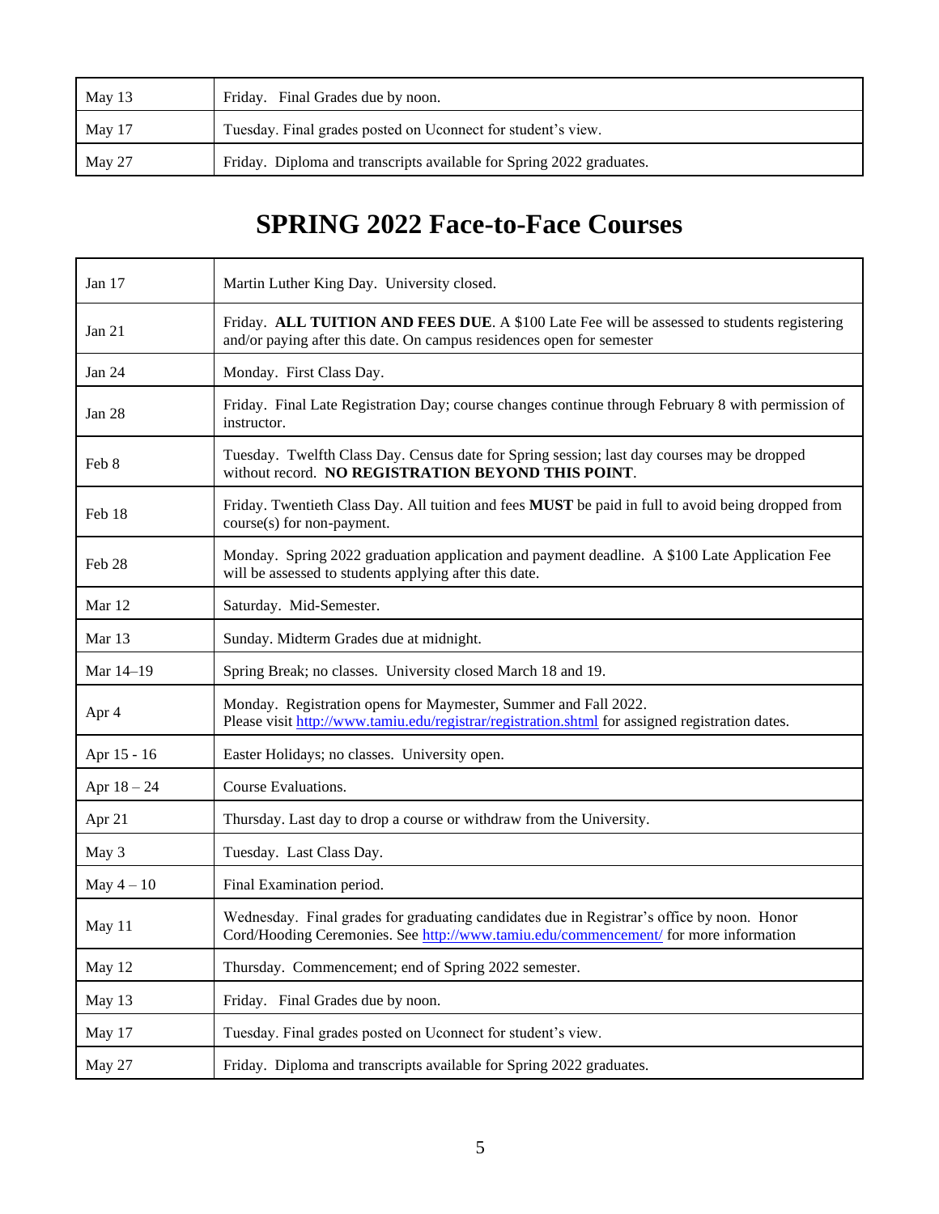| | |
|---|---|
| May 13 | Friday. Final Grades due by noon. |
| May 17 | Tuesday. Final grades posted on Uconnect for student's view. |
| May 27 | Friday. Diploma and transcripts available for Spring 2022 graduates. |

# SPRING 2022 Face-to-Face Courses

| | |
|---|---|
| Jan 17 | Martin Luther King Day. University closed. |
| Jan 21 | Friday. **ALL TUITION AND FEES DUE**. A $100 Late Fee will be assessed to students registering and/or paying after this date. On campus residences open for semester |
| Jan 24 | Monday. First Class Day. |
| Jan 28 | Friday. Final Late Registration Day; course changes continue through February 8 with permission of instructor. |
| Feb 8 | Tuesday. Twelfth Class Day. Census date for Spring session; last day courses may be dropped without record. **NO REGISTRATION BEYOND THIS POINT**. |
| Feb 18 | Friday. Twentieth Class Day. All tuition and fees **MUST** be paid in full to avoid being dropped from course(s) for non-payment. |
| Feb 28 | Monday. Spring 2022 graduation application and payment deadline. A $100 Late Application Fee will be assessed to students applying after this date. |
| Mar 12 | Saturday. Mid-Semester. |
| Mar 13 | Sunday. Midterm Grades due at midnight. |
| Mar 14–19 | Spring Break; no classes. University closed March 18 and 19. |
| Apr 4 | Monday. Registration opens for Maymester, Summer and Fall 2022. Please visit http://www.tamiu.edu/registrar/registration.shtml for assigned registration dates. |
| Apr 15 - 16 | Easter Holidays; no classes. University open. |
| Apr 18 – 24 | Course Evaluations. |
| Apr 21 | Thursday. Last day to drop a course or withdraw from the University. |
| May 3 | Tuesday. Last Class Day. |
| May 4 – 10 | Final Examination period. |
| May 11 | Wednesday. Final grades for graduating candidates due in Registrar's office by noon. Honor Cord/Hooding Ceremonies. See http://www.tamiu.edu/commencement/ for more information |
| May 12 | Thursday. Commencement; end of Spring 2022 semester. |
| May 13 | Friday. Final Grades due by noon. |
| May 17 | Tuesday. Final grades posted on Uconnect for student's view. |
| May 27 | Friday. Diploma and transcripts available for Spring 2022 graduates. |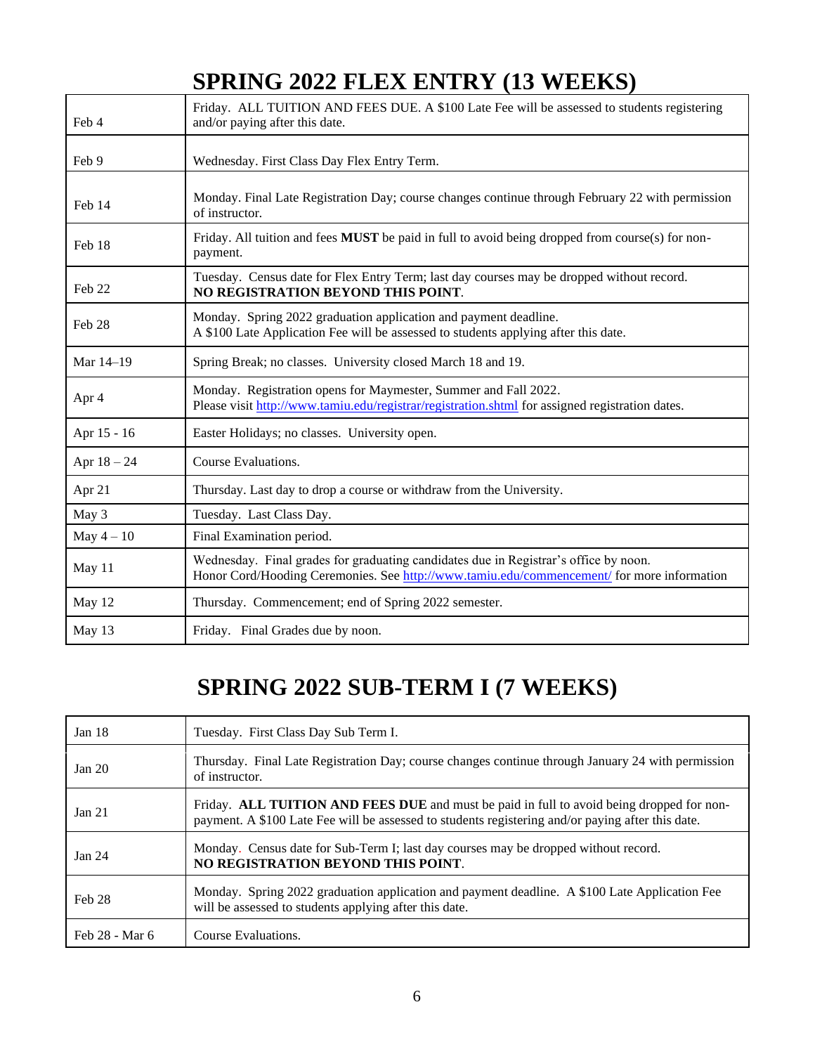# SPRING 2022 FLEX ENTRY (13 WEEKS)

| | |
|---|---|
| Feb 4 | Friday. ALL TUITION AND FEES DUE. A $100 Late Fee will be assessed to students registering and/or paying after this date. |
| Feb 9 | Wednesday. First Class Day Flex Entry Term. |
| Feb 14 | Monday. Final Late Registration Day; course changes continue through February 22 with permission of instructor. |
| Feb 18 | Friday. All tuition and fees **MUST** be paid in full to avoid being dropped from course(s) for non-payment. |
| Feb 22 | Tuesday. Census date for Flex Entry Term; last day courses may be dropped without record. **NO REGISTRATION BEYOND THIS POINT**. |
| Feb 28 | Monday. Spring 2022 graduation application and payment deadline. A $100 Late Application Fee will be assessed to students applying after this date. |
| Mar 14–19 | Spring Break; no classes. University closed March 18 and 19. |
| Apr 4 | Monday. Registration opens for Maymester, Summer and Fall 2022. Please visit http://www.tamiu.edu/registrar/registration.shtml for assigned registration dates. |
| Apr 15 - 16 | Easter Holidays; no classes. University open. |
| Apr 18 – 24 | Course Evaluations. |
| Apr 21 | Thursday. Last day to drop a course or withdraw from the University. |
| May 3 | Tuesday. Last Class Day. |
| May 4 – 10 | Final Examination period. |
| May 11 | Wednesday. Final grades for graduating candidates due in Registrar's office by noon. Honor Cord/Hooding Ceremonies. See http://www.tamiu.edu/commencement/ for more information |
| May 12 | Thursday. Commencement; end of Spring 2022 semester. |
| May 13 | Friday. Final Grades due by noon. |

# SPRING 2022 SUB-TERM I (7 WEEKS)

| | |
|---|---|
| Jan 18 | Tuesday. First Class Day Sub Term I. |
| Jan 20 | Thursday. Final Late Registration Day; course changes continue through January 24 with permission of instructor. |
| Jan 21 | Friday. **ALL TUITION AND FEES DUE** and must be paid in full to avoid being dropped for non-payment. A $100 Late Fee will be assessed to students registering and/or paying after this date. |
| Jan 24 | Monday. Census date for Sub-Term I; last day courses may be dropped without record. **NO REGISTRATION BEYOND THIS POINT**. |
| Feb 28 | Monday. Spring 2022 graduation application and payment deadline. A $100 Late Application Fee will be assessed to students applying after this date. |
| Feb 28 - Mar 6 | Course Evaluations. |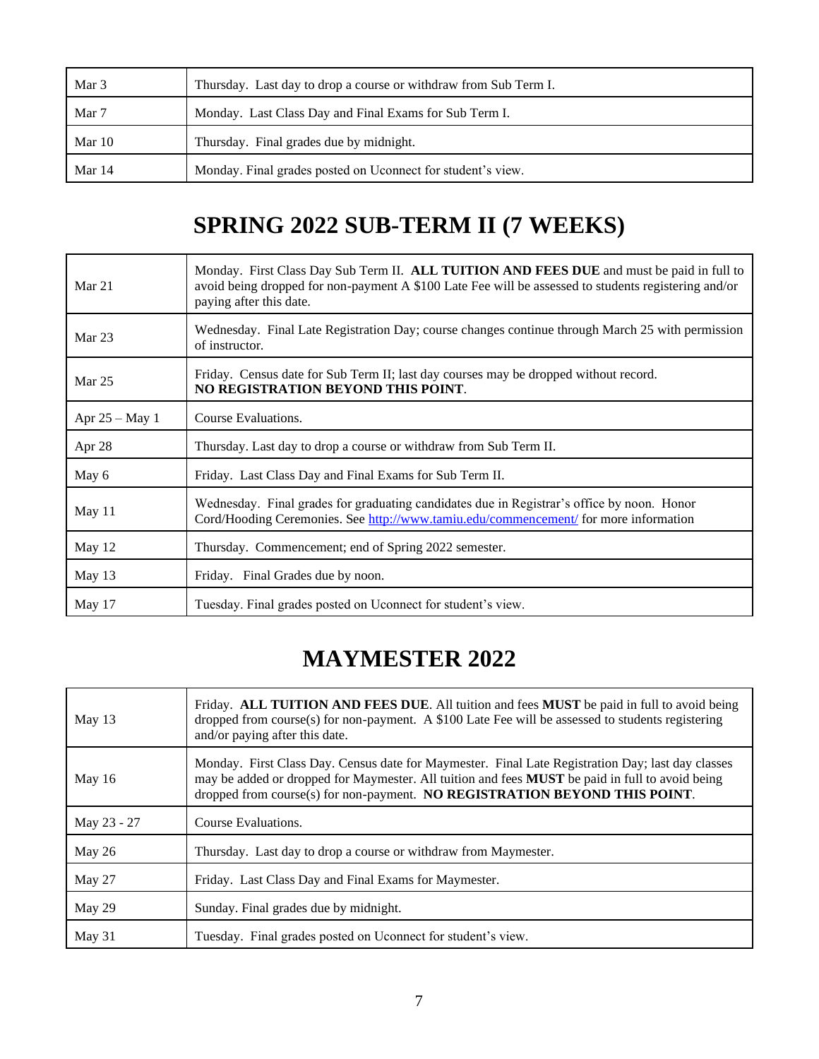| | |
|---|---|
| Mar 3 | Thursday. Last day to drop a course or withdraw from Sub Term I. |
| Mar 7 | Monday. Last Class Day and Final Exams for Sub Term I. |
| Mar 10 | Thursday. Final grades due by midnight. |
| Mar 14 | Monday. Final grades posted on Uconnect for student's view. |

# SPRING 2022 SUB-TERM II (7 WEEKS)

| | |
|---|---|
| Mar 21 | Monday. First Class Day Sub Term II. **ALL TUITION AND FEES DUE** and must be paid in full to avoid being dropped for non-payment A $100 Late Fee will be assessed to students registering and/or paying after this date. |
| Mar 23 | Wednesday. Final Late Registration Day; course changes continue through March 25 with permission of instructor. |
| Mar 25 | Friday. Census date for Sub Term II; last day courses may be dropped without record. **NO REGISTRATION BEYOND THIS POINT**. |
| Apr 25 – May 1 | Course Evaluations. |
| Apr 28 | Thursday. Last day to drop a course or withdraw from Sub Term II. |
| May 6 | Friday. Last Class Day and Final Exams for Sub Term II. |
| May 11 | Wednesday. Final grades for graduating candidates due in Registrar's office by noon. Honor Cord/Hooding Ceremonies. See [http://www.tamiu.edu/commencement/](http://www.tamiu.edu/commencement/) for more information |
| May 12 | Thursday. Commencement; end of Spring 2022 semester. |
| May 13 | Friday. Final Grades due by noon. |
| May 17 | Tuesday. Final grades posted on Uconnect for student's view. |

# MAYMESTER 2022

| | |
|---|---|
| May 13 | Friday. **ALL TUITION AND FEES DUE**. All tuition and fees **MUST** be paid in full to avoid being dropped from course(s) for non-payment. A $100 Late Fee will be assessed to students registering and/or paying after this date. |
| May 16 | Monday. First Class Day. Census date for Maymester. Final Late Registration Day; last day classes may be added or dropped for Maymester. All tuition and fees **MUST** be paid in full to avoid being dropped from course(s) for non-payment. **NO REGISTRATION BEYOND THIS POINT**. |
| May 23 - 27 | Course Evaluations. |
| May 26 | Thursday. Last day to drop a course or withdraw from Maymester. |
| May 27 | Friday. Last Class Day and Final Exams for Maymester. |
| May 29 | Sunday. Final grades due by midnight. |
| May 31 | Tuesday. Final grades posted on Uconnect for student's view. |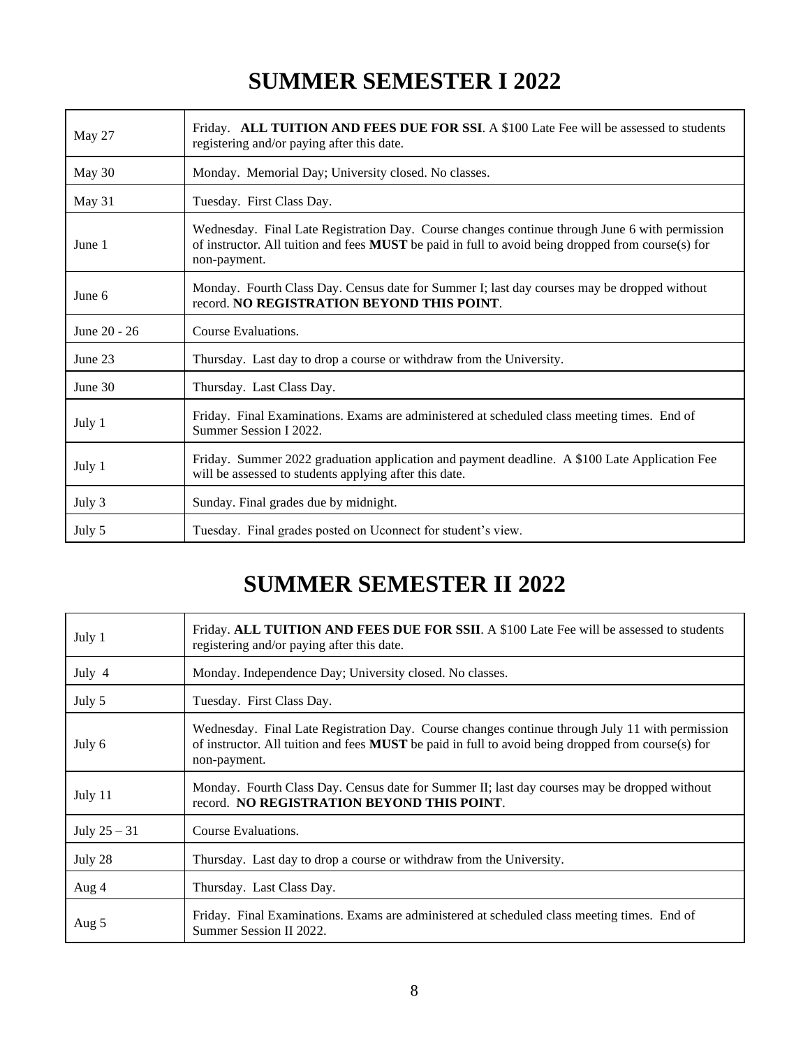# SUMMER SEMESTER I 2022

| | |
|---|---|
| May 27 | Friday. **ALL TUITION AND FEES DUE FOR SSI**. A $100 Late Fee will be assessed to students registering and/or paying after this date. |
| May 30 | Monday. Memorial Day; University closed. No classes. |
| May 31 | Tuesday. First Class Day. |
| June 1 | Wednesday. Final Late Registration Day. Course changes continue through June 6 with permission of instructor. All tuition and fees **MUST** be paid in full to avoid being dropped from course(s) for non-payment. |
| June 6 | Monday. Fourth Class Day. Census date for Summer I; last day courses may be dropped without record. **NO REGISTRATION BEYOND THIS POINT**. |
| June 20 - 26 | Course Evaluations. |
| June 23 | Thursday. Last day to drop a course or withdraw from the University. |
| June 30 | Thursday. Last Class Day. |
| July 1 | Friday. Final Examinations. Exams are administered at scheduled class meeting times. End of Summer Session I 2022. |
| July 1 | Friday. Summer 2022 graduation application and payment deadline. A $100 Late Application Fee will be assessed to students applying after this date. |
| July 3 | Sunday. Final grades due by midnight. |
| July 5 | Tuesday. Final grades posted on Uconnect for student's view. |

# SUMMER SEMESTER II 2022

| | |
|---|---|
| July 1 | Friday. **ALL TUITION AND FEES DUE FOR SSII**. A $100 Late Fee will be assessed to students registering and/or paying after this date. |
| July 4 | Monday. Independence Day; University closed. No classes. |
| July 5 | Tuesday. First Class Day. |
| July 6 | Wednesday. Final Late Registration Day. Course changes continue through July 11 with permission of instructor. All tuition and fees **MUST** be paid in full to avoid being dropped from course(s) for non-payment. |
| July 11 | Monday. Fourth Class Day. Census date for Summer II; last day courses may be dropped without record. **NO REGISTRATION BEYOND THIS POINT**. |
| July 25 – 31 | Course Evaluations. |
| July 28 | Thursday. Last day to drop a course or withdraw from the University. |
| Aug 4 | Thursday. Last Class Day. |
| Aug 5 | Friday. Final Examinations. Exams are administered at scheduled class meeting times. End of Summer Session II 2022. |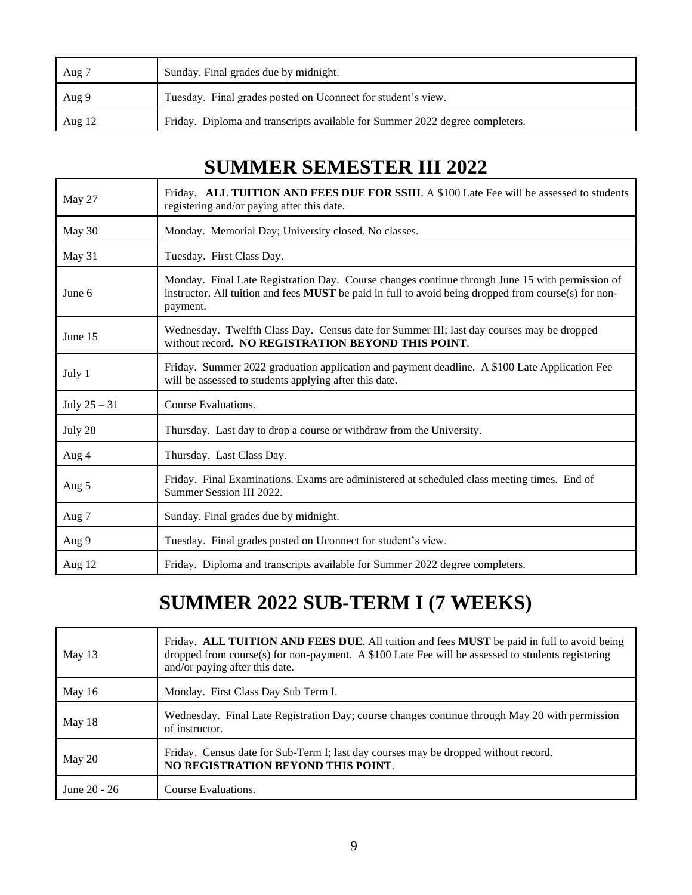| | |
|---|---|
| Aug 7 | Sunday. Final grades due by midnight. |
| Aug 9 | Tuesday. Final grades posted on Uconnect for student's view. |
| Aug 12 | Friday. Diploma and transcripts available for Summer 2022 degree completers. |

# SUMMER SEMESTER III 2022

| | |
|---|---|
| May 27 | Friday. **ALL TUITION AND FEES DUE FOR SSIII**. A $100 Late Fee will be assessed to students registering and/or paying after this date. |
| May 30 | Monday. Memorial Day; University closed. No classes. |
| May 31 | Tuesday. First Class Day. |
| June 6 | Monday. Final Late Registration Day. Course changes continue through June 15 with permission of instructor. All tuition and fees **MUST** be paid in full to avoid being dropped from course(s) for non-payment. |
| June 15 | Wednesday. Twelfth Class Day. Census date for Summer III; last day courses may be dropped without record. **NO REGISTRATION BEYOND THIS POINT**. |
| July 1 | Friday. Summer 2022 graduation application and payment deadline. A $100 Late Application Fee will be assessed to students applying after this date. |
| July 25 – 31 | Course Evaluations. |
| July 28 | Thursday. Last day to drop a course or withdraw from the University. |
| Aug 4 | Thursday. Last Class Day. |
| Aug 5 | Friday. Final Examinations. Exams are administered at scheduled class meeting times. End of Summer Session III 2022. |
| Aug 7 | Sunday. Final grades due by midnight. |
| Aug 9 | Tuesday. Final grades posted on Uconnect for student's view. |
| Aug 12 | Friday. Diploma and transcripts available for Summer 2022 degree completers. |

# SUMMER 2022 SUB-TERM I (7 WEEKS)

| | |
|---|---|
| May 13 | Friday. **ALL TUITION AND FEES DUE**. All tuition and fees **MUST** be paid in full to avoid being dropped from course(s) for non-payment. A $100 Late Fee will be assessed to students registering and/or paying after this date. |
| May 16 | Monday. First Class Day Sub Term I. |
| May 18 | Wednesday. Final Late Registration Day; course changes continue through May 20 with permission of instructor. |
| May 20 | Friday. Census date for Sub-Term I; last day courses may be dropped without record. **NO REGISTRATION BEYOND THIS POINT**. |
| June 20 - 26 | Course Evaluations. |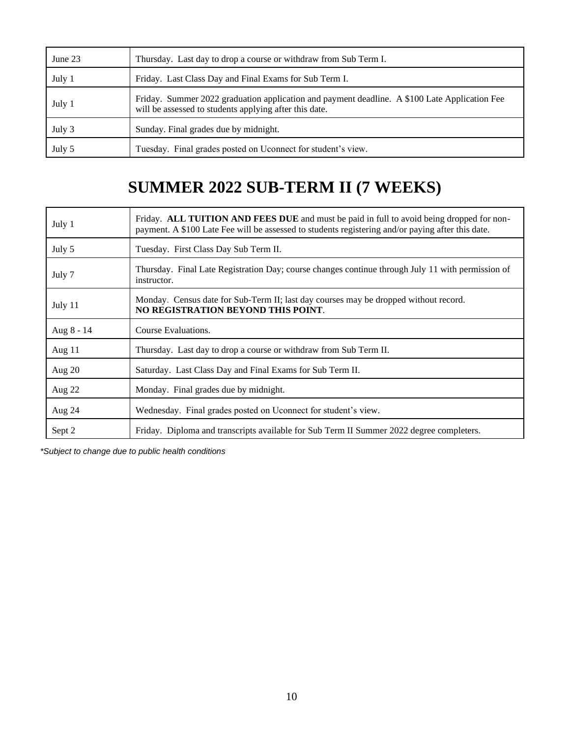| | |
|---|---|
| June 23 | Thursday. Last day to drop a course or withdraw from Sub Term I. |
| July 1 | Friday. Last Class Day and Final Exams for Sub Term I. |
| July 1 | Friday. Summer 2022 graduation application and payment deadline. A $100 Late Application Fee will be assessed to students applying after this date. |
| July 3 | Sunday. Final grades due by midnight. |
| July 5 | Tuesday. Final grades posted on Uconnect for student's view. |

# SUMMER 2022 SUB-TERM II (7 WEEKS)

| | |
|---|---|
| July 1 | Friday. **ALL TUITION AND FEES DUE** and must be paid in full to avoid being dropped for non-payment. A $100 Late Fee will be assessed to students registering and/or paying after this date. |
| July 5 | Tuesday. First Class Day Sub Term II. |
| July 7 | Thursday. Final Late Registration Day; course changes continue through July 11 with permission of instructor. |
| July 11 | Monday. Census date for Sub-Term II; last day courses may be dropped without record. **NO REGISTRATION BEYOND THIS POINT**. |
| Aug 8 - 14 | Course Evaluations. |
| Aug 11 | Thursday. Last day to drop a course or withdraw from Sub Term II. |
| Aug 20 | Saturday. Last Class Day and Final Exams for Sub Term II. |
| Aug 22 | Monday. Final grades due by midnight. |
| Aug 24 | Wednesday. Final grades posted on Uconnect for student's view. |
| Sept 2 | Friday. Diploma and transcripts available for Sub Term II Summer 2022 degree completers. |

*\*Subject to change due to public health conditions*